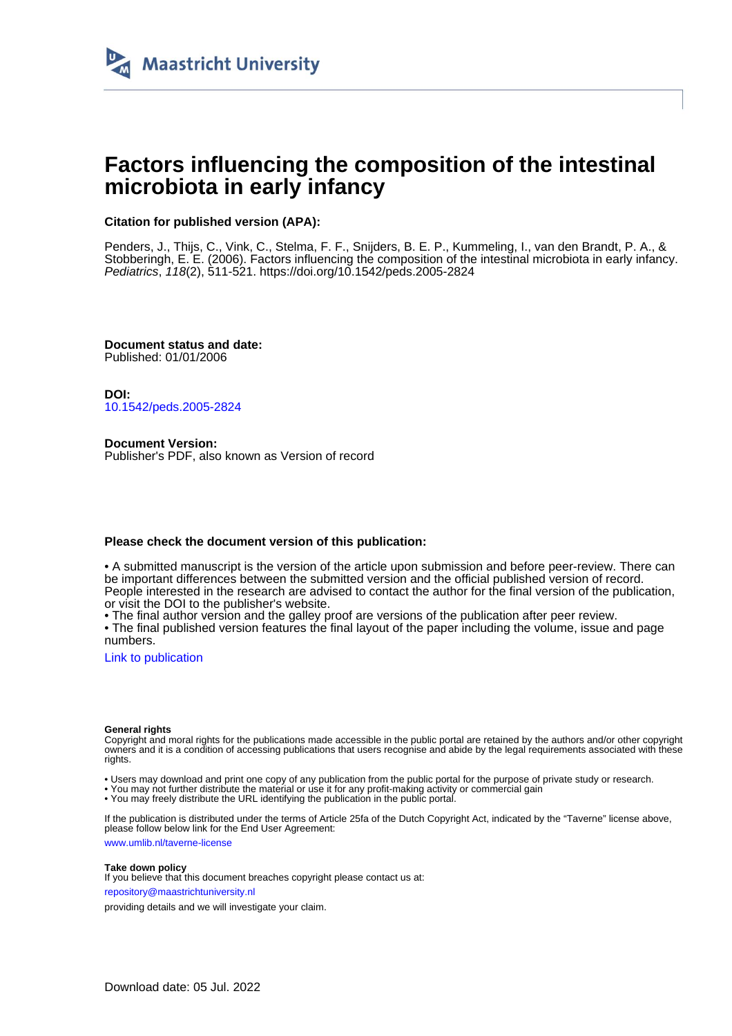Maastricht University

# Factors influencing the composition of the intestinal microbiota in early infancy

**Citation for published version (APA):**

Penders, J., Thijs, C., Vink, C., Stelma, F. F., Snijders, B. E. P., Kummeling, I., van den Brandt, P. A., & Stobberingh, E. E. (2006). Factors influencing the composition of the intestinal microbiota in early infancy. *Pediatrics*, *118*(2), 511-521. https://doi.org/10.1542/peds.2005-2824

**Document status and date:**
Published: 01/01/2006

**DOI:**
10.1542/peds.2005-2824

**Document Version:**
Publisher's PDF, also known as Version of record

**Please check the document version of this publication:**

• A submitted manuscript is the version of the article upon submission and before peer-review. There can be important differences between the submitted version and the official published version of record. People interested in the research are advised to contact the author for the final version of the publication, or visit the DOI to the publisher's website.
• The final author version and the galley proof are versions of the publication after peer review.
• The final published version features the final layout of the paper including the volume, issue and page numbers.

Link to publication

**General rights**
Copyright and moral rights for the publications made accessible in the public portal are retained by the authors and/or other copyright owners and it is a condition of accessing publications that users recognise and abide by the legal requirements associated with these rights.

• Users may download and print one copy of any publication from the public portal for the purpose of private study or research.
• You may not further distribute the material or use it for any profit-making activity or commercial gain
• You may freely distribute the URL identifying the publication in the public portal.

If the publication is distributed under the terms of Article 25fa of the Dutch Copyright Act, indicated by the "Taverne" license above, please follow below link for the End User Agreement:

www.umlib.nl/taverne-license

**Take down policy**
If you believe that this document breaches copyright please contact us at:

repository@maastrichtuniversity.nl

providing details and we will investigate your claim.

Download date: 05 Jul. 2022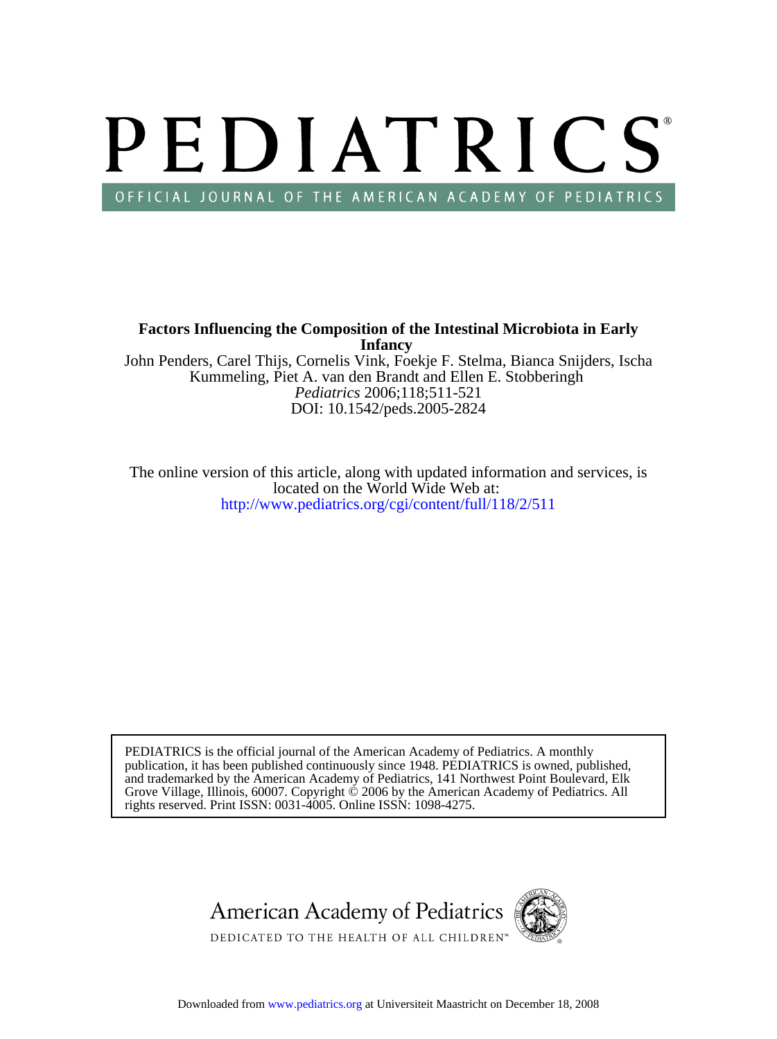# PEDIATRICS®

OFFICIAL JOURNAL OF THE AMERICAN ACADEMY OF PEDIATRICS

**Factors Influencing the Composition of the Intestinal Microbiota in Early Infancy**

John Penders, Carel Thijs, Cornelis Vink, Foekje F. Stelma, Bianca Snijders, Ischa Kummeling, Piet A. van den Brandt and Ellen E. Stobberingh

*Pediatrics* 2006;118;511-521

DOI: 10.1542/peds.2005-2824

The online version of this article, along with updated information and services, is located on the World Wide Web at:

http://www.pediatrics.org/cgi/content/full/118/2/511

PEDIATRICS is the official journal of the American Academy of Pediatrics. A monthly publication, it has been published continuously since 1948. PEDIATRICS is owned, published, and trademarked by the American Academy of Pediatrics, 141 Northwest Point Boulevard, Elk Grove Village, Illinois, 60007. Copyright © 2006 by the American Academy of Pediatrics. All rights reserved. Print ISSN: 0031-4005. Online ISSN: 1098-4275.

American Academy of Pediatrics

DEDICATED TO THE HEALTH OF ALL CHILDREN™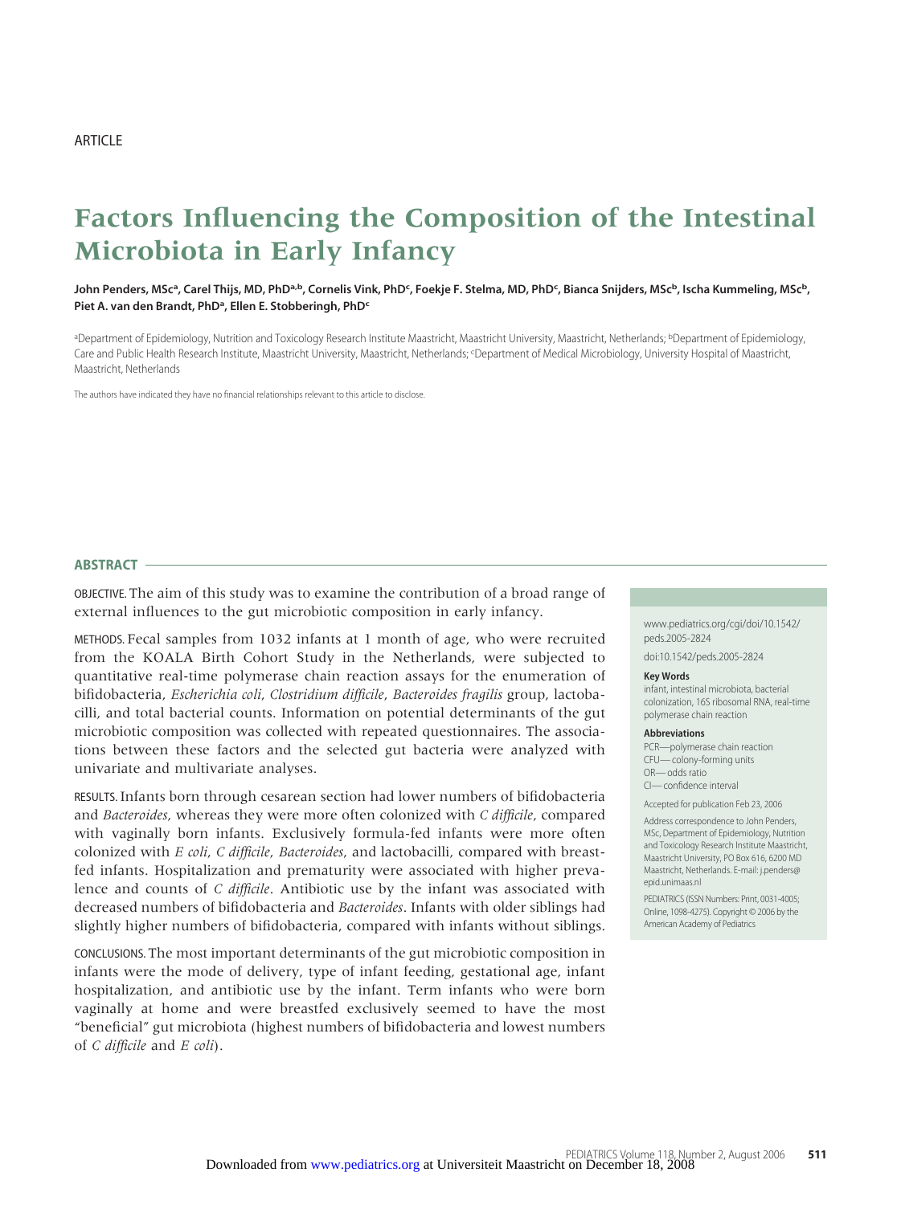ARTICLE

# Factors Influencing the Composition of the Intestinal Microbiota in Early Infancy

**John Penders, MSc[a], Carel Thijs, MD, PhD[a,b], Cornelis Vink, PhD[c], Foekje F. Stelma, MD, PhD[c], Bianca Snijders, MSc[b], Ischa Kummeling, MSc[b], Piet A. van den Brandt, PhD[a], Ellen E. Stobberingh, PhD[c]**

[a]Department of Epidemiology, Nutrition and Toxicology Research Institute Maastricht, Maastricht University, Maastricht, Netherlands; [b]Department of Epidemiology, Care and Public Health Research Institute, Maastricht University, Maastricht, Netherlands; [c]Department of Medical Microbiology, University Hospital of Maastricht, Maastricht, Netherlands

The authors have indicated they have no financial relationships relevant to this article to disclose.

## ABSTRACT

OBJECTIVE. The aim of this study was to examine the contribution of a broad range of external influences to the gut microbiotic composition in early infancy.

METHODS. Fecal samples from 1032 infants at 1 month of age, who were recruited from the KOALA Birth Cohort Study in the Netherlands, were subjected to quantitative real-time polymerase chain reaction assays for the enumeration of bifidobacteria, *Escherichia coli*, *Clostridium difficile*, *Bacteroides fragilis* group, lactobacilli, and total bacterial counts. Information on potential determinants of the gut microbiotic composition was collected with repeated questionnaires. The associations between these factors and the selected gut bacteria were analyzed with univariate and multivariate analyses.

RESULTS. Infants born through cesarean section had lower numbers of bifidobacteria and *Bacteroides*, whereas they were more often colonized with *C difficile*, compared with vaginally born infants. Exclusively formula-fed infants were more often colonized with *E coli*, *C difficile*, *Bacteroides*, and lactobacilli, compared with breastfed infants. Hospitalization and prematurity were associated with higher prevalence and counts of *C difficile*. Antibiotic use by the infant was associated with decreased numbers of bifidobacteria and *Bacteroides*. Infants with older siblings had slightly higher numbers of bifidobacteria, compared with infants without siblings.

CONCLUSIONS. The most important determinants of the gut microbiotic composition in infants were the mode of delivery, type of infant feeding, gestational age, infant hospitalization, and antibiotic use by the infant. Term infants who were born vaginally at home and were breastfed exclusively seemed to have the most "beneficial" gut microbiota (highest numbers of bifidobacteria and lowest numbers of *C difficile* and *E coli*).

www.pediatrics.org/cgi/doi/10.1542/peds.2005-2824

doi:10.1542/peds.2005-2824

**Key Words**
infant, intestinal microbiota, bacterial colonization, 16S ribosomal RNA, real-time polymerase chain reaction

**Abbreviations**
PCR—polymerase chain reaction
CFU—colony-forming units
OR—odds ratio
CI—confidence interval

Accepted for publication Feb 23, 2006

Address correspondence to John Penders, MSc, Department of Epidemiology, Nutrition and Toxicology Research Institute Maastricht, Maastricht University, PO Box 616, 6200 MD Maastricht, Netherlands. E-mail: j.penders@epid.unimaas.nl

PEDIATRICS (ISSN Numbers: Print, 0031-4005; Online, 1098-4275). Copyright © 2006 by the American Academy of Pediatrics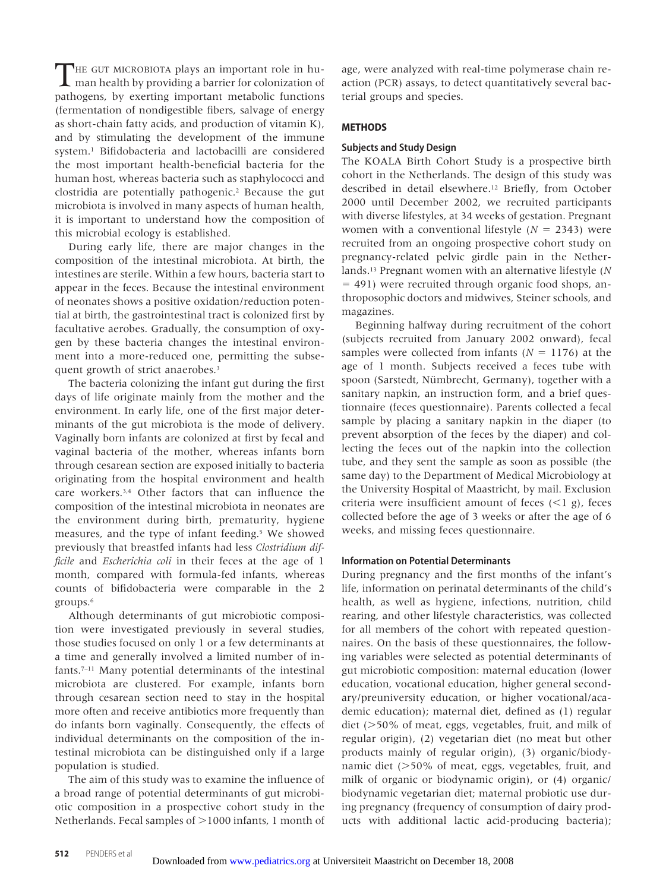THE GUT MICROBIOTA plays an important role in human health by providing a barrier for colonization of pathogens, by exerting important metabolic functions (fermentation of nondigestible fibers, salvage of energy as short-chain fatty acids, and production of vitamin K), and by stimulating the development of the immune system.[1] Bifidobacteria and lactobacilli are considered the most important health-beneficial bacteria for the human host, whereas bacteria such as staphylococci and clostridia are potentially pathogenic.[2] Because the gut microbiota is involved in many aspects of human health, it is important to understand how the composition of this microbial ecology is established.

During early life, there are major changes in the composition of the intestinal microbiota. At birth, the intestines are sterile. Within a few hours, bacteria start to appear in the feces. Because the intestinal environment of neonates shows a positive oxidation/reduction potential at birth, the gastrointestinal tract is colonized first by facultative aerobes. Gradually, the consumption of oxygen by these bacteria changes the intestinal environment into a more-reduced one, permitting the subsequent growth of strict anaerobes.[3]

The bacteria colonizing the infant gut during the first days of life originate mainly from the mother and the environment. In early life, one of the first major determinants of the gut microbiota is the mode of delivery. Vaginally born infants are colonized at first by fecal and vaginal bacteria of the mother, whereas infants born through cesarean section are exposed initially to bacteria originating from the hospital environment and health care workers.[3,4] Other factors that can influence the composition of the intestinal microbiota in neonates are the environment during birth, prematurity, hygiene measures, and the type of infant feeding.[5] We showed previously that breastfed infants had less *Clostridium difficile* and *Escherichia coli* in their feces at the age of 1 month, compared with formula-fed infants, whereas counts of bifidobacteria were comparable in the 2 groups.[6]

Although determinants of gut microbiotic composition were investigated previously in several studies, those studies focused on only 1 or a few determinants at a time and generally involved a limited number of infants.[7–11] Many potential determinants of the intestinal microbiota are clustered. For example, infants born through cesarean section need to stay in the hospital more often and receive antibiotics more frequently than do infants born vaginally. Consequently, the effects of individual determinants on the composition of the intestinal microbiota can be distinguished only if a large population is studied.

The aim of this study was to examine the influence of a broad range of potential determinants of gut microbiotic composition in a prospective cohort study in the Netherlands. Fecal samples of >1000 infants, 1 month of age, were analyzed with real-time polymerase chain reaction (PCR) assays, to detect quantitatively several bacterial groups and species.

## METHODS

### Subjects and Study Design

The KOALA Birth Cohort Study is a prospective birth cohort in the Netherlands. The design of this study was described in detail elsewhere.[12] Briefly, from October 2000 until December 2002, we recruited participants with diverse lifestyles, at 34 weeks of gestation. Pregnant women with a conventional lifestyle ($N = 2343$) were recruited from an ongoing prospective cohort study on pregnancy-related pelvic girdle pain in the Netherlands.[13] Pregnant women with an alternative lifestyle ($N = 491$) were recruited through organic food shops, anthroposophic doctors and midwives, Steiner schools, and magazines.

Beginning halfway during recruitment of the cohort (subjects recruited from January 2002 onward), fecal samples were collected from infants ($N = 1176$) at the age of 1 month. Subjects received a feces tube with spoon (Sarstedt, Nümbrecht, Germany), together with a sanitary napkin, an instruction form, and a brief questionnaire (feces questionnaire). Parents collected a fecal sample by placing a sanitary napkin in the diaper (to prevent absorption of the feces by the diaper) and collecting the feces out of the napkin into the collection tube, and they sent the sample as soon as possible (the same day) to the Department of Medical Microbiology at the University Hospital of Maastricht, by mail. Exclusion criteria were insufficient amount of feces (<1 g), feces collected before the age of 3 weeks or after the age of 6 weeks, and missing feces questionnaire.

### Information on Potential Determinants

During pregnancy and the first months of the infant's life, information on perinatal determinants of the child's health, as well as hygiene, infections, nutrition, child rearing, and other lifestyle characteristics, was collected for all members of the cohort with repeated questionnaires. On the basis of these questionnaires, the following variables were selected as potential determinants of gut microbiotic composition: maternal education (lower education, vocational education, higher general secondary/preuniversity education, or higher vocational/academic education); maternal diet, defined as (1) regular diet (>50% of meat, eggs, vegetables, fruit, and milk of regular origin), (2) vegetarian diet (no meat but other products mainly of regular origin), (3) organic/biodynamic diet (>50% of meat, eggs, vegetables, fruit, and milk of organic or biodynamic origin), or (4) organic/biodynamic vegetarian diet; maternal probiotic use during pregnancy (frequency of consumption of dairy products with additional lactic acid-producing bacteria);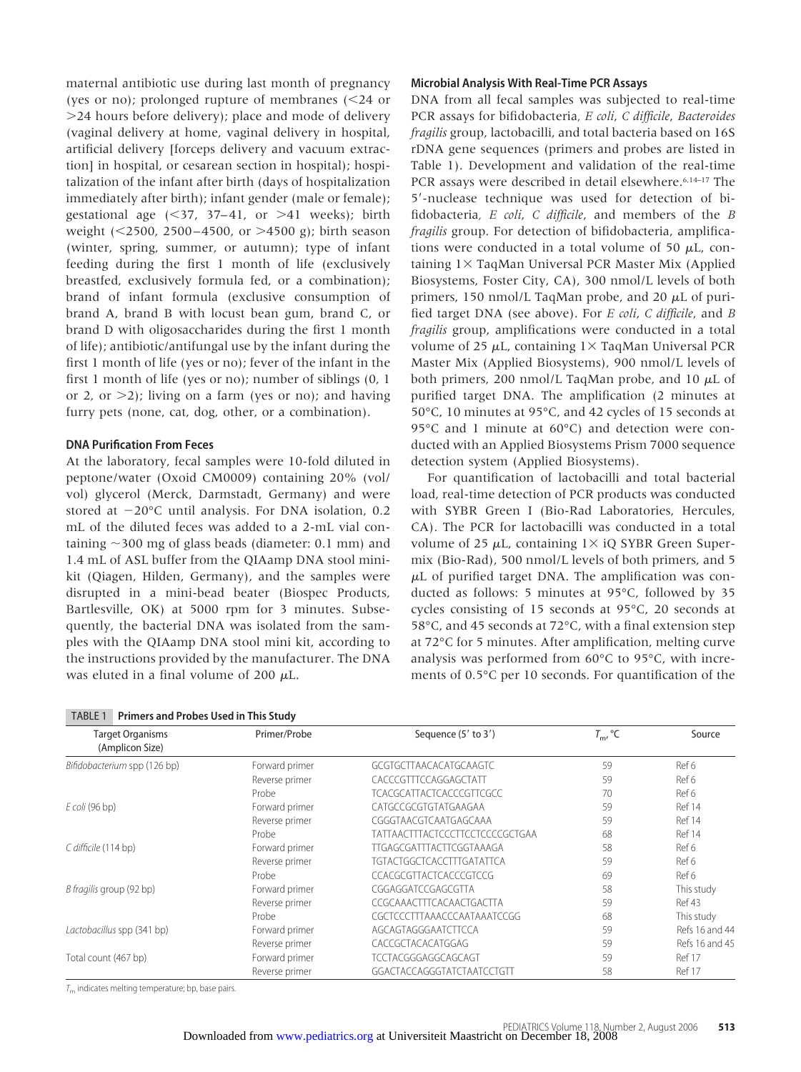maternal antibiotic use during last month of pregnancy (yes or no); prolonged rupture of membranes (<24 or >24 hours before delivery); place and mode of delivery (vaginal delivery at home, vaginal delivery in hospital, artificial delivery [forceps delivery and vacuum extraction] in hospital, or cesarean section in hospital); hospitalization of the infant after birth (days of hospitalization immediately after birth); infant gender (male or female); gestational age (<37, 37–41, or >41 weeks); birth weight (<2500, 2500–4500, or >4500 g); birth season (winter, spring, summer, or autumn); type of infant feeding during the first 1 month of life (exclusively breastfed, exclusively formula fed, or a combination); brand of infant formula (exclusive consumption of brand A, brand B with locust bean gum, brand C, or brand D with oligosaccharides during the first 1 month of life); antibiotic/antifungal use by the infant during the first 1 month of life (yes or no); fever of the infant in the first 1 month of life (yes or no); number of siblings (0, 1 or 2, or >2); living on a farm (yes or no); and having furry pets (none, cat, dog, other, or a combination).

### DNA Purification From Feces

At the laboratory, fecal samples were 10-fold diluted in peptone/water (Oxoid CM0009) containing 20% (vol/vol) glycerol (Merck, Darmstadt, Germany) and were stored at −20°C until analysis. For DNA isolation, 0.2 mL of the diluted feces was added to a 2-mL vial containing ~300 mg of glass beads (diameter: 0.1 mm) and 1.4 mL of ASL buffer from the QIAamp DNA stool mini-kit (Qiagen, Hilden, Germany), and the samples were disrupted in a mini-bead beater (Biospec Products, Bartlesville, OK) at 5000 rpm for 3 minutes. Subsequently, the bacterial DNA was isolated from the samples with the QIAamp DNA stool mini kit, according to the instructions provided by the manufacturer. The DNA was eluted in a final volume of 200 μL.

### Microbial Analysis With Real-Time PCR Assays

DNA from all fecal samples was subjected to real-time PCR assays for bifidobacteria, *E coli*, *C difficile*, *Bacteroides fragilis* group, lactobacilli, and total bacteria based on 16S rDNA gene sequences (primers and probes are listed in Table 1). Development and validation of the real-time PCR assays were described in detail elsewhere.[6,14–17] The 5′-nuclease technique was used for detection of bifidobacteria, *E coli*, *C difficile*, and members of the *B fragilis* group. For detection of bifidobacteria, amplifications were conducted in a total volume of 50 μL, containing 1× TaqMan Universal PCR Master Mix (Applied Biosystems, Foster City, CA), 300 nmol/L levels of both primers, 150 nmol/L TaqMan probe, and 20 μL of purified target DNA (see above). For *E coli*, *C difficile*, and *B fragilis* group, amplifications were conducted in a total volume of 25 μL, containing 1× TaqMan Universal PCR Master Mix (Applied Biosystems), 900 nmol/L levels of both primers, 200 nmol/L TaqMan probe, and 10 μL of purified target DNA. The amplification (2 minutes at 50°C, 10 minutes at 95°C, and 42 cycles of 15 seconds at 95°C and 1 minute at 60°C) and detection were conducted with an Applied Biosystems Prism 7000 sequence detection system (Applied Biosystems).

For quantification of lactobacilli and total bacterial load, real-time detection of PCR products was conducted with SYBR Green I (Bio-Rad Laboratories, Hercules, CA). The PCR for lactobacilli was conducted in a total volume of 25 μL, containing 1× iQ SYBR Green Supermix (Bio-Rad), 500 nmol/L levels of both primers, and 5 μL of purified target DNA. The amplification was conducted as follows: 5 minutes at 95°C, followed by 35 cycles consisting of 15 seconds at 95°C, 20 seconds at 58°C, and 45 seconds at 72°C, with a final extension step at 72°C for 5 minutes. After amplification, melting curve analysis was performed from 60°C to 95°C, with increments of 0.5°C per 10 seconds. For quantification of the

**TABLE 1 Primers and Probes Used in This Study**

| Target Organisms (Amplicon Size) | Primer/Probe | Sequence (5′ to 3′) | $T_m$, °C | Source |
|---|---|---|---|---|
| *Bifidobacterium* spp (126 bp) | Forward primer | GCGTGCTTAACACATGCAAGTC | 59 | Ref 6 |
| | Reverse primer | CACCCGTTTCCAGGAGCTATT | 59 | Ref 6 |
| | Probe | TCACGCATTACTCACCCGTTCGCC | 70 | Ref 6 |
| *E coli* (96 bp) | Forward primer | CATGCCGCGTGTATGAAGAA | 59 | Ref 14 |
| | Reverse primer | CGGGTAACGTCAATGAGCAAA | 59 | Ref 14 |
| | Probe | TATTAACTTTACTCCCTTCCTCCCCGCTGAA | 68 | Ref 14 |
| *C difficile* (114 bp) | Forward primer | TTGAGCGATTTACTTCGGTAAAGA | 58 | Ref 6 |
| | Reverse primer | TGTACTGGCTCACCTTTGATATTCA | 59 | Ref 6 |
| | Probe | CCACGCGTTACTCACCCGTCCG | 69 | Ref 6 |
| *B fragilis* group (92 bp) | Forward primer | CGGAGGATCCGAGCGTTA | 58 | This study |
| | Reverse primer | CCGCAAACTTTCACAACTGACTTA | 59 | Ref 43 |
| | Probe | CGCTCCCTTTAAACCCAATAAATCCGG | 68 | This study |
| *Lactobacillus* spp (341 bp) | Forward primer | AGCAGTAGGGAATCTTCCA | 59 | Refs 16 and 44 |
| | Reverse primer | CACCGCTACACATGGAG | 59 | Refs 16 and 45 |
| Total count (467 bp) | Forward primer | TCCTACGGGAGGCAGCAGT | 59 | Ref 17 |
| | Reverse primer | GGACTACCAGGGTATCTAATCCTGTT | 58 | Ref 17 |

$T_m$ indicates melting temperature; bp, base pairs.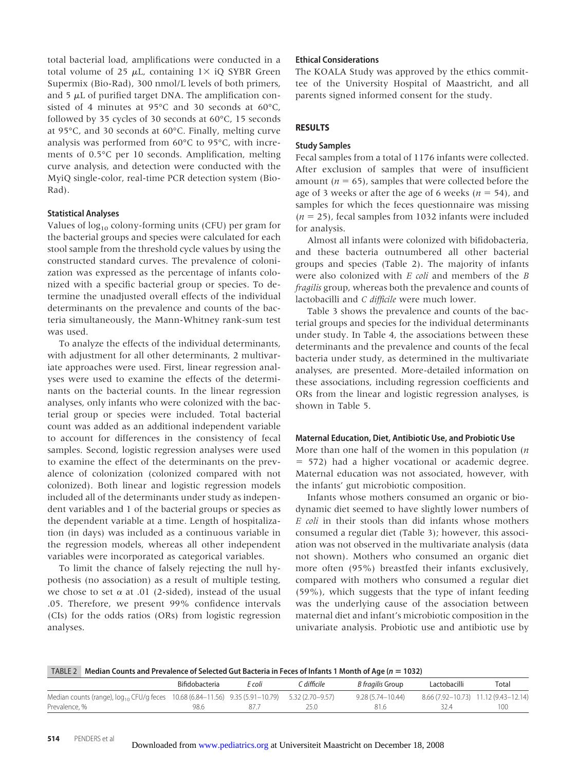total bacterial load, amplifications were conducted in a total volume of 25 μL, containing 1× iQ SYBR Green Supermix (Bio-Rad), 300 nmol/L levels of both primers, and 5 μL of purified target DNA. The amplification consisted of 4 minutes at 95°C and 30 seconds at 60°C, followed by 35 cycles of 30 seconds at 60°C, 15 seconds at 95°C, and 30 seconds at 60°C. Finally, melting curve analysis was performed from 60°C to 95°C, with increments of 0.5°C per 10 seconds. Amplification, melting curve analysis, and detection were conducted with the MyiQ single-color, real-time PCR detection system (Bio-Rad).

### Statistical Analyses

Values of $\log_{10}$ colony-forming units (CFU) per gram for the bacterial groups and species were calculated for each stool sample from the threshold cycle values by using the constructed standard curves. The prevalence of colonization was expressed as the percentage of infants colonized with a specific bacterial group or species. To determine the unadjusted overall effects of the individual determinants on the prevalence and counts of the bacteria simultaneously, the Mann-Whitney rank-sum test was used.

To analyze the effects of the individual determinants, with adjustment for all other determinants, 2 multivariate approaches were used. First, linear regression analyses were used to examine the effects of the determinants on the bacterial counts. In the linear regression analyses, only infants who were colonized with the bacterial group or species were included. Total bacterial count was added as an additional independent variable to account for differences in the consistency of fecal samples. Second, logistic regression analyses were used to examine the effect of the determinants on the prevalence of colonization (colonized compared with not colonized). Both linear and logistic regression models included all of the determinants under study as independent variables and 1 of the bacterial groups or species as the dependent variable at a time. Length of hospitalization (in days) was included as a continuous variable in the regression models, whereas all other independent variables were incorporated as categorical variables.

To limit the chance of falsely rejecting the null hypothesis (no association) as a result of multiple testing, we chose to set $\alpha$ at .01 (2-sided), instead of the usual .05. Therefore, we present 99% confidence intervals (CIs) for the odds ratios (ORs) from logistic regression analyses.

### Ethical Considerations

The KOALA Study was approved by the ethics committee of the University Hospital of Maastricht, and all parents signed informed consent for the study.

## RESULTS

### Study Samples

Fecal samples from a total of 1176 infants were collected. After exclusion of samples that were of insufficient amount ($n = 65$), samples that were collected before the age of 3 weeks or after the age of 6 weeks ($n = 54$), and samples for which the feces questionnaire was missing ($n = 25$), fecal samples from 1032 infants were included for analysis.

Almost all infants were colonized with bifidobacteria, and these bacteria outnumbered all other bacterial groups and species (Table 2). The majority of infants were also colonized with *E coli* and members of the *B fragilis* group, whereas both the prevalence and counts of lactobacilli and *C difficile* were much lower.

Table 3 shows the prevalence and counts of the bacterial groups and species for the individual determinants under study. In Table 4, the associations between these determinants and the prevalence and counts of the fecal bacteria under study, as determined in the multivariate analyses, are presented. More-detailed information on these associations, including regression coefficients and ORs from the linear and logistic regression analyses, is shown in Table 5.

### Maternal Education, Diet, Antibiotic Use, and Probiotic Use

More than one half of the women in this population ($n = 572$) had a higher vocational or academic degree. Maternal education was not associated, however, with the infants' gut microbiotic composition.

Infants whose mothers consumed an organic or biodynamic diet seemed to have slightly lower numbers of *E coli* in their stools than did infants whose mothers consumed a regular diet (Table 3); however, this association was not observed in the multivariate analysis (data not shown). Mothers who consumed an organic diet more often (95%) breastfed their infants exclusively, compared with mothers who consumed a regular diet (59%), which suggests that the type of infant feeding was the underlying cause of the association between maternal diet and infant's microbiotic composition in the univariate analysis. Probiotic use and antibiotic use by

**TABLE 2 Median Counts and Prevalence of Selected Gut Bacteria in Feces of Infants 1 Month of Age ($n = 1032$)**

| | Bifidobacteria | *E coli* | *C difficile* | *B fragilis* Group | Lactobacilli | Total |
|---|---|---|---|---|---|---|
| Median counts (range), $\log_{10}$ CFU/g feces | 10.68 (6.84–11.56) | 9.35 (5.91–10.79) | 5.32 (2.70–9.57) | 9.28 (5.74–10.44) | 8.66 (7.92–10.73) | 11.12 (9.43–12.14) |
| Prevalence, % | 98.6 | 87.7 | 25.0 | 81.6 | 32.4 | 100 |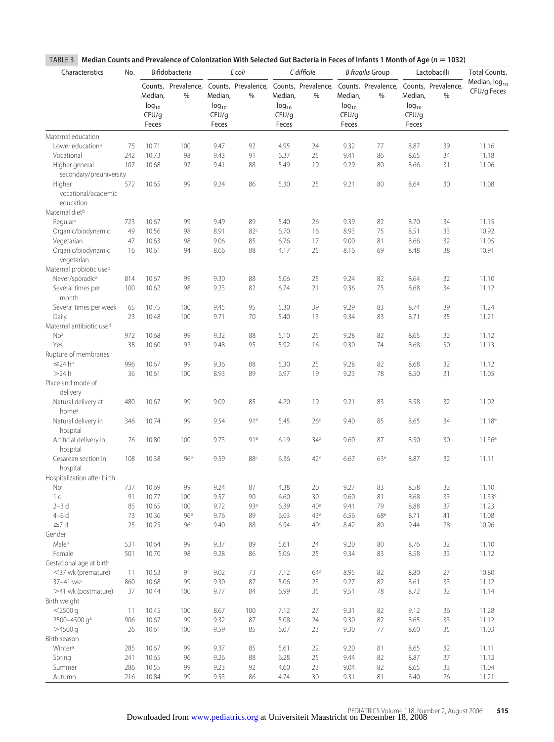**TABLE 3 Median Counts and Prevalence of Colonization With Selected Gut Bacteria in Feces of Infants 1 Month of Age ($n$ = 1032)**

| Characteristics | No. | Bifidobacteria | | *E coli* | | *C difficile* | | *B fragilis* Group | | Lactobacilli | | Total Counts, Median, $\log_{10}$ CFU/g Feces |
|---|---|---|---|---|---|---|---|---|---|---|---|---|
| | | Counts, Median, $\log_{10}$ CFU/g Feces | Prevalence, % | Counts, Median, $\log_{10}$ CFU/g Feces | Prevalence, % | Counts, Median, $\log_{10}$ CFU/g Feces | Prevalence, % | Counts, Median, $\log_{10}$ CFU/g Feces | Prevalence, % | Counts, Median, $\log_{10}$ CFU/g Feces | Prevalence, % | |
| Maternal education | | | | | | | | | | | | |
| Lower education[a] | 75 | 10.71 | 100 | 9.47 | 92 | 4.95 | 24 | 9.32 | 77 | 8.87 | 39 | 11.16 |
| Vocational | 242 | 10.73 | 98 | 9.43 | 91 | 6.37 | 25 | 9.41 | 86 | 8.65 | 34 | 11.18 |
| Higher general secondary/preuniversity | 107 | 10.68 | 97 | 9.41 | 88 | 5.49 | 19 | 9.29 | 80 | 8.66 | 31 | 11.06 |
| Higher vocational/academic education | 572 | 10.65 | 99 | 9.24 | 86 | 5.30 | 25 | 9.21 | 80 | 8.64 | 30 | 11.08 |
| Maternal diet[b] | | | | | | | | | | | | |
| Regular[a] | 723 | 10.67 | 99 | 9.49 | 89 | 5.40 | 26 | 9.39 | 82 | 8.70 | 34 | 11.15 |
| Organic/biodynamic | 49 | 10.56 | 98 | 8.91 | 82[c] | 6.70 | 16 | 8.93 | 75 | 8.51 | 33 | 10.92 |
| Vegetarian | 47 | 10.63 | 98 | 9.06 | 85 | 6.76 | 17 | 9.00 | 81 | 8.66 | 32 | 11.05 |
| Organic/biodynamic vegetarian | 16 | 10.61 | 94 | 8.66 | 88 | 4.17 | 25 | 8.16 | 69 | 8.48 | 38 | 10.91 |
| Maternal probiotic use[b] | | | | | | | | | | | | |
| Never/sporadic[a] | 814 | 10.67 | 99 | 9.30 | 88 | 5.06 | 25 | 9.24 | 82 | 8.64 | 32 | 11.10 |
| Several times per month | 100 | 10.62 | 98 | 9.23 | 82 | 6.74 | 21 | 9.36 | 75 | 8.68 | 34 | 11.12 |
| Several times per week | 65 | 10.75 | 100 | 9.45 | 95 | 5.30 | 39 | 9.29 | 83 | 8.74 | 39 | 11.24 |
| Daily | 23 | 10.48 | 100 | 9.71 | 70 | 5.40 | 13 | 9.34 | 83 | 8.71 | 35 | 11.21 |
| Maternal antibiotic use[d] | | | | | | | | | | | | |
| No[a] | 972 | 10.68 | 99 | 9.32 | 88 | 5.10 | 25 | 9.28 | 82 | 8.65 | 32 | 11.12 |
| Yes | 38 | 10.60 | 92 | 9.48 | 95 | 5.92 | 16 | 9.30 | 74 | 8.68 | 50 | 11.13 |
| Rupture of membranes | | | | | | | | | | | | |
| ≤24 h[a] | 996 | 10.67 | 99 | 9.36 | 88 | 5.30 | 25 | 9.28 | 82 | 8.68 | 32 | 11.12 |
| >24 h | 36 | 10.61 | 100 | 8.93 | 89 | 6.97 | 19 | 9.23 | 78 | 8.50 | 31 | 11.05 |
| Place and mode of delivery | | | | | | | | | | | | |
| Natural delivery at home[a] | 480 | 10.67 | 99 | 9.09 | 85 | 4.20 | 19 | 9.21 | 83 | 8.58 | 32 | 11.02 |
| Natural delivery in hospital | 346 | 10.74 | 99 | 9.54 | 91[e] | 5.45 | 26[c] | 9.40 | 85 | 8.65 | 34 | 11.18[e] |
| Artificial delivery in hospital | 76 | 10.80 | 100 | 9.73 | 91[e] | 6.19 | 34[c] | 9.60 | 87 | 8.50 | 30 | 11.36[e] |
| Cesarean section in hospital | 108 | 10.38 | 96[e] | 9.59 | 88[c] | 6.36 | 42[e] | 6.67 | 63[e] | 8.87 | 32 | 11.11 |
| Hospitalization after birth | | | | | | | | | | | | |
| No[a] | 737 | 10.69 | 99 | 9.24 | 87 | 4.38 | 20 | 9.27 | 83 | 8.58 | 32 | 11.10 |
| 1 d | 91 | 10.77 | 100 | 9.57 | 90 | 6.60 | 30 | 9.60 | 81 | 8.68 | 33 | 11.33[c] |
| 2–3 d | 85 | 10.65 | 100 | 9.72 | 93[e] | 6.39 | 40[e] | 9.41 | 79 | 8.88 | 37 | 11.23 |
| 4–6 d | 73 | 10.36 | 96[e] | 9.76 | 89 | 6.03 | 43[e] | 6.56 | 68[e] | 8.71 | 41 | 11.08 |
| ≥7 d | 25 | 10.25 | 96[c] | 9.40 | 88 | 6.94 | 40[c] | 8.42 | 80 | 9.44 | 28 | 10.96 |
| Gender | | | | | | | | | | | | |
| Male[a] | 531 | 10.64 | 99 | 9.37 | 89 | 5.61 | 24 | 9.20 | 80 | 8.76 | 32 | 11.10 |
| Female | 501 | 10.70 | 98 | 9.28 | 86 | 5.06 | 25 | 9.34 | 83 | 8.58 | 33 | 11.12 |
| Gestational age at birth | | | | | | | | | | | | |
| <37 wk (premature) | 11 | 10.53 | 91 | 9.02 | 73 | 7.12 | 64[c] | 8.95 | 82 | 8.80 | 27 | 10.80 |
| 37–41 wk[a] | 860 | 10.68 | 99 | 9.30 | 87 | 5.06 | 23 | 9.27 | 82 | 8.61 | 33 | 11.12 |
| >41 wk (postmature) | 37 | 10.44 | 100 | 9.77 | 84 | 6.99 | 35 | 9.51 | 78 | 8.72 | 32 | 11.14 |
| Birth weight | | | | | | | | | | | | |
| <2500 g | 11 | 10.45 | 100 | 8.67 | 100 | 7.12 | 27 | 9.31 | 82 | 9.12 | 36 | 11.28 |
| 2500–4500 g[a] | 906 | 10.67 | 99 | 9.32 | 87 | 5.08 | 24 | 9.30 | 82 | 8.65 | 33 | 11.12 |
| >4500 g | 26 | 10.61 | 100 | 9.59 | 85 | 6.07 | 23 | 9.30 | 77 | 8.60 | 35 | 11.03 |
| Birth season | | | | | | | | | | | | |
| Winter[a] | 285 | 10.67 | 99 | 9.37 | 85 | 5.61 | 22 | 9.20 | 81 | 8.65 | 32 | 11.11 |
| Spring | 241 | 10.65 | 96 | 9.26 | 88 | 6.28 | 25 | 9.44 | 82 | 8.87 | 37 | 11.13 |
| Summer | 286 | 10.55 | 99 | 9.23 | 92 | 4.60 | 23 | 9.04 | 82 | 8.65 | 33 | 11.04 |
| Autumn | 216 | 10.84 | 99 | 9.53 | 86 | 4.74 | 30 | 9.31 | 81 | 8.40 | 26 | 11.21 |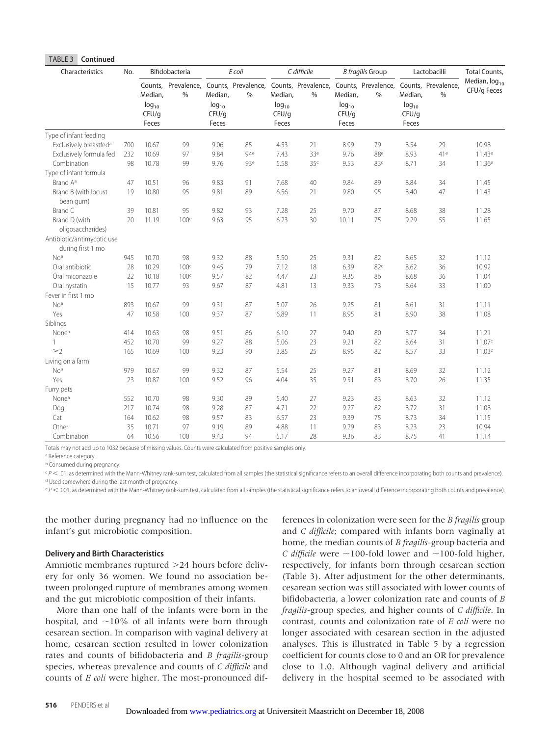**TABLE 3 Continued**

| Characteristics | No. | Bifidobacteria | | *E coli* | | *C difficile* | | *B fragilis* Group | | Lactobacilli | | Total Counts, Median, $\log_{10}$ CFU/g Feces |
|---|---|---|---|---|---|---|---|---|---|---|---|---|
| | | Counts, Median, $\log_{10}$ CFU/g Feces | Prevalence, % | Counts, Median, $\log_{10}$ CFU/g Feces | Prevalence, % | Counts, Median, $\log_{10}$ CFU/g Feces | Prevalence, % | Counts, Median, $\log_{10}$ CFU/g Feces | Prevalence, % | Counts, Median, $\log_{10}$ CFU/g Feces | Prevalence, % | |
| Type of infant feeding | | | | | | | | | | | | |
| Exclusively breastfed[a] | 700 | 10.67 | 99 | 9.06 | 85 | 4.53 | 21 | 8.99 | 79 | 8.54 | 29 | 10.98 |
| Exclusively formula fed | 232 | 10.69 | 97 | 9.84 | 94[e] | 7.43 | 33[e] | 9.76 | 88[e] | 8.93 | 41[e] | 11.43[e] |
| Combination | 98 | 10.78 | 99 | 9.76 | 93[e] | 5.58 | 35[c] | 9.53 | 83[c] | 8.71 | 34 | 11.36[e] |
| Type of infant formula | | | | | | | | | | | | |
| Brand A[a] | 47 | 10.51 | 96 | 9.83 | 91 | 7.68 | 40 | 9.84 | 89 | 8.84 | 34 | 11.45 |
| Brand B (with locust bean gum) | 19 | 10.80 | 95 | 9.81 | 89 | 6.56 | 21 | 9.80 | 95 | 8.40 | 47 | 11.43 |
| Brand C | 39 | 10.81 | 95 | 9.82 | 93 | 7.28 | 25 | 9.70 | 87 | 8.68 | 38 | 11.28 |
| Brand D (with oligosaccharides) | 20 | 11.19 | 100[e] | 9.63 | 95 | 6.23 | 30 | 10.11 | 75 | 9.29 | 55 | 11.65 |
| Antibiotic/antimycotic use during first 1 mo | | | | | | | | | | | | |
| No[a] | 945 | 10.70 | 98 | 9.32 | 88 | 5.50 | 25 | 9.31 | 82 | 8.65 | 32 | 11.12 |
| Oral antibiotic | 28 | 10.29 | 100[c] | 9.45 | 79 | 7.12 | 18 | 6.39 | 82[c] | 8.62 | 36 | 10.92 |
| Oral miconazole | 22 | 10.18 | 100[c] | 9.57 | 82 | 4.47 | 23 | 9.35 | 86 | 8.68 | 36 | 11.04 |
| Oral nystatin | 15 | 10.77 | 93 | 9.67 | 87 | 4.81 | 13 | 9.33 | 73 | 8.64 | 33 | 11.00 |
| Fever in first 1 mo | | | | | | | | | | | | |
| No[a] | 893 | 10.67 | 99 | 9.31 | 87 | 5.07 | 26 | 9.25 | 81 | 8.61 | 31 | 11.11 |
| Yes | 47 | 10.58 | 100 | 9.37 | 87 | 6.89 | 11 | 8.95 | 81 | 8.90 | 38 | 11.08 |
| Siblings | | | | | | | | | | | | |
| None[a] | 414 | 10.63 | 98 | 9.51 | 86 | 6.10 | 27 | 9.40 | 80 | 8.77 | 34 | 11.21 |
| 1 | 452 | 10.70 | 99 | 9.27 | 88 | 5.06 | 23 | 9.21 | 82 | 8.64 | 31 | 11.07[c] |
| ≥2 | 165 | 10.69 | 100 | 9.23 | 90 | 3.85 | 25 | 8.95 | 82 | 8.57 | 33 | 11.03[c] |
| Living on a farm | | | | | | | | | | | | |
| No[a] | 979 | 10.67 | 99 | 9.32 | 87 | 5.54 | 25 | 9.27 | 81 | 8.69 | 32 | 11.12 |
| Yes | 23 | 10.87 | 100 | 9.52 | 96 | 4.04 | 35 | 9.51 | 83 | 8.70 | 26 | 11.35 |
| Furry pets | | | | | | | | | | | | |
| None[a] | 552 | 10.70 | 98 | 9.30 | 89 | 5.40 | 27 | 9.23 | 83 | 8.63 | 32 | 11.12 |
| Dog | 217 | 10.74 | 98 | 9.28 | 87 | 4.71 | 22 | 9.27 | 82 | 8.72 | 31 | 11.08 |
| Cat | 164 | 10.62 | 98 | 9.57 | 83 | 6.57 | 23 | 9.39 | 75 | 8.73 | 34 | 11.15 |
| Other | 35 | 10.71 | 97 | 9.19 | 89 | 4.88 | 11 | 9.29 | 83 | 8.23 | 23 | 10.94 |
| Combination | 64 | 10.56 | 100 | 9.43 | 94 | 5.17 | 28 | 9.36 | 83 | 8.75 | 41 | 11.14 |

Totals may not add up to 1032 because of missing values. Counts were calculated from positive samples only.

[a] Reference category.

[b] Consumed during pregnancy.

[c] $P < .01$, as determined with the Mann-Whitney rank-sum test, calculated from all samples (the statistical significance refers to an overall difference incorporating both counts and prevalence).

[d] Used somewhere during the last month of pregnancy.

[e] $P < .001$, as determined with the Mann-Whitney rank-sum test, calculated from all samples (the statistical significance refers to an overall difference incorporating both counts and prevalence).

the mother during pregnancy had no influence on the infant's gut microbiotic composition.

### Delivery and Birth Characteristics

Amniotic membranes ruptured >24 hours before delivery for only 36 women. We found no association between prolonged rupture of membranes among women and the gut microbiotic composition of their infants.

More than one half of the infants were born in the hospital, and ~10% of all infants were born through cesarean section. In comparison with vaginal delivery at home, cesarean section resulted in lower colonization rates and counts of bifidobacteria and *B fragilis*-group species, whereas prevalence and counts of *C difficile* and counts of *E coli* were higher. The most-pronounced differences in colonization were seen for the *B fragilis* group and *C difficile*; compared with infants born vaginally at home, the median counts of *B fragilis*-group bacteria and *C difficile* were ~100-fold lower and ~100-fold higher, respectively, for infants born through cesarean section (Table 3). After adjustment for the other determinants, cesarean section was still associated with lower counts of bifidobacteria, a lower colonization rate and counts of *B fragilis*-group species, and higher counts of *C difficile*. In contrast, counts and colonization rate of *E coli* were no longer associated with cesarean section in the adjusted analyses. This is illustrated in Table 5 by a regression coefficient for counts close to 0 and an OR for prevalence close to 1.0. Although vaginal delivery and artificial delivery in the hospital seemed to be associated with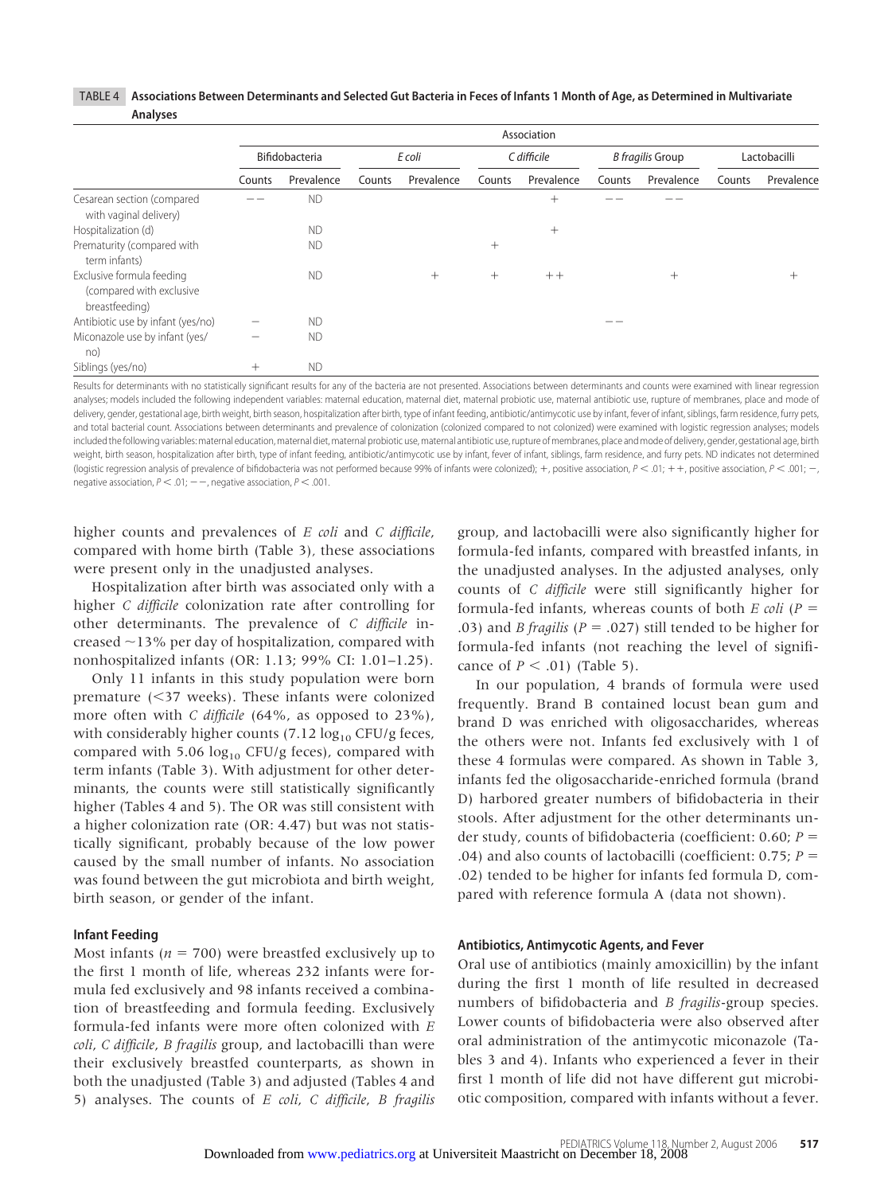**TABLE 4 Associations Between Determinants and Selected Gut Bacteria in Feces of Infants 1 Month of Age, as Determined in Multivariate Analyses**

| | Association | | | | | | | | | |
|---|---|---|---|---|---|---|---|---|---|---|
| | Bifidobacteria | | *E coli* | | *C difficile* | | *B fragilis* Group | | Lactobacilli | |
| | Counts | Prevalence | Counts | Prevalence | Counts | Prevalence | Counts | Prevalence | Counts | Prevalence |
| Cesarean section (compared with vaginal delivery) | −− | ND | | | | + | −− | −− | | |
| Hospitalization (d) | | ND | | | | + | | | | |
| Prematurity (compared with term infants) | | ND | | | + | | | | | |
| Exclusive formula feeding (compared with exclusive breastfeeding) | | ND | | + | + | ++ | | + | | + |
| Antibiotic use by infant (yes/no) | − | ND | | | | | −− | | | |
| Miconazole use by infant (yes/no) | − | ND | | | | | | | | |
| Siblings (yes/no) | + | ND | | | | | | | | |

Results for determinants with no statistically significant results for any of the bacteria are not presented. Associations between determinants and counts were examined with linear regression analyses; models included the following independent variables: maternal education, maternal diet, maternal probiotic use, maternal antibiotic use, rupture of membranes, place and mode of delivery, gender, gestational age, birth weight, birth season, hospitalization after birth, type of infant feeding, antibiotic/antimycotic use by infant, fever of infant, siblings, farm residence, furry pets, and total bacterial count. Associations between determinants and prevalence of colonization (colonized compared to not colonized) were examined with logistic regression analyses; models included the following variables: maternal education, maternal diet, maternal probiotic use, maternal antibiotic use, rupture of membranes, place and mode of delivery, gender, gestational age, birth weight, birth season, hospitalization after birth, type of infant feeding, antibiotic/antimycotic use by infant, fever of infant, siblings, farm residence, and furry pets. ND indicates not determined (logistic regression analysis of prevalence of bifidobacteria was not performed because 99% of infants were colonized); +, positive association, $P < .01$; ++, positive association, $P < .001$; −, negative association, $P < .01$; −−, negative association, $P < .001$.

higher counts and prevalences of *E coli* and *C difficile*, compared with home birth (Table 3), these associations were present only in the unadjusted analyses.

Hospitalization after birth was associated only with a higher *C difficile* colonization rate after controlling for other determinants. The prevalence of *C difficile* increased ~13% per day of hospitalization, compared with nonhospitalized infants (OR: 1.13; 99% CI: 1.01–1.25).

Only 11 infants in this study population were born premature (<37 weeks). These infants were colonized more often with *C difficile* (64%, as opposed to 23%), with considerably higher counts (7.12 $\log_{10}$ CFU/g feces, compared with 5.06 $\log_{10}$ CFU/g feces), compared with term infants (Table 3). With adjustment for other determinants, the counts were still statistically significantly higher (Tables 4 and 5). The OR was still consistent with a higher colonization rate (OR: 4.47) but was not statistically significant, probably because of the low power caused by the small number of infants. No association was found between the gut microbiota and birth weight, birth season, or gender of the infant.

### Infant Feeding

Most infants ($n = 700$) were breastfed exclusively up to the first 1 month of life, whereas 232 infants were formula fed exclusively and 98 infants received a combination of breastfeeding and formula feeding. Exclusively formula-fed infants were more often colonized with *E coli*, *C difficile*, *B fragilis* group, and lactobacilli than were their exclusively breastfed counterparts, as shown in both the unadjusted (Table 3) and adjusted (Tables 4 and 5) analyses. The counts of *E coli*, *C difficile*, *B fragilis* group, and lactobacilli were also significantly higher for formula-fed infants, compared with breastfed infants, in the unadjusted analyses. In the adjusted analyses, only counts of *C difficile* were still significantly higher for formula-fed infants, whereas counts of both *E coli* ($P = .03$) and *B fragilis* ($P = .027$) still tended to be higher for formula-fed infants (not reaching the level of significance of $P < .01$) (Table 5).

In our population, 4 brands of formula were used frequently. Brand B contained locust bean gum and brand D was enriched with oligosaccharides, whereas the others were not. Infants fed exclusively with 1 of these 4 formulas were compared. As shown in Table 3, infants fed the oligosaccharide-enriched formula (brand D) harbored greater numbers of bifidobacteria in their stools. After adjustment for the other determinants under study, counts of bifidobacteria (coefficient: 0.60; $P = .04$) and also counts of lactobacilli (coefficient: 0.75; $P = .02$) tended to be higher for infants fed formula D, compared with reference formula A (data not shown).

### Antibiotics, Antimycotic Agents, and Fever

Oral use of antibiotics (mainly amoxicillin) by the infant during the first 1 month of life resulted in decreased numbers of bifidobacteria and *B fragilis*-group species. Lower counts of bifidobacteria were also observed after oral administration of the antimycotic miconazole (Tables 3 and 4). Infants who experienced a fever in their first 1 month of life did not have different gut microbiotic composition, compared with infants without a fever.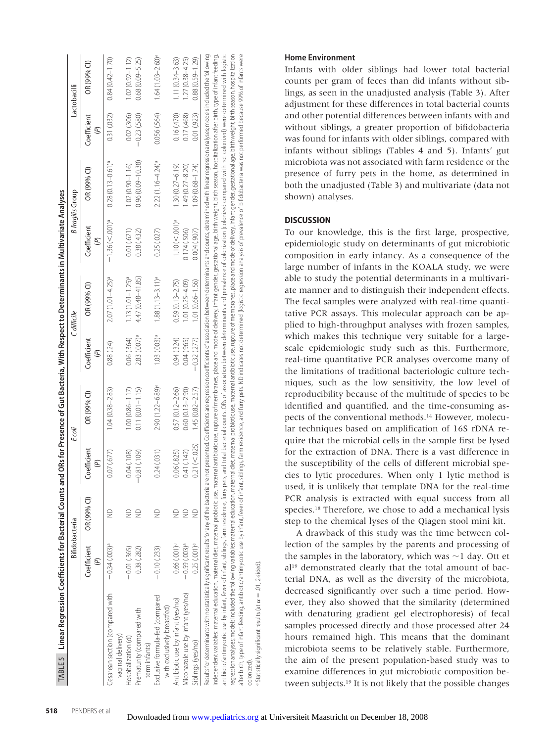TABLE 5 Linear Regression Coefficients for Bacterial Counts and ORs for Presence of Gut Bacteria, With Respect to Determinants in Multivariate Analyses

| | Bifidobacteria | | *E coli* | | *C difficile* | | *B fragilis* Group | | Lactobacilli | |
|---|---|---|---|---|---|---|---|---|---|---|
| | Coefficient (*P*) | OR (99% CI) | Coefficient (*P*) | OR (99% CI) | Coefficient (*P*) | OR (99% CI) | Coefficient (*P*) | OR (99% CI) | Coefficient (*P*) | OR (99% CI) |
| Cesarean section (compared with vaginal delivery) | −0.34 (.003)[a] | ND | 0.07 (.677) | 1.04 (0.38–2.83) | 0.88 (.24) | 2.07 (1.01–4.25)[a] | −1.36 (<.001)[a] | 0.28 (0.13–0.61)[a] | 0.31 (.032) | 0.84 (0.42–1.70) |
| Hospitalization (d) | −0.01 (.365) | ND | 0.04 (.108) | 1.00 (0.86–1.17) | 0.06 (.364) | 1.13 (1.01–1.25)[a] | 0.01 (.621) | 1.02 (0.90–1.16) | 0.02 (.306) | 1.02 (0.92–1.12) |
| Prematurity (compared with term infants) | 0.38 (.282) | ND | −0.81 (.109) | 0.11 (0.01–1.15) | 2.83 (.007)[a] | 4.47 (0.48–41.85) | 0.38 (.432) | 0.96 (0.09–10.38) | −0.23 (.580) | 0.68 (0.09–5.25) |
| Exclusive formula-fed (compared with exclusively breastfed) | −0.10 (.233) | ND | 0.24 (.031) | 2.90 (1.22–6.89)[a] | 1.03 (.003)[a] | 1.88 (1.13–3.11)[a] | 0.25 (.027) | 2.22 (1.16–4.24)[a] | 0.056 (.564) | 1.64 (1.03–2.60)[a] |
| Antibiotic use by infant (yes/no) | −0.66 (.001)[a] | ND | 0.06 (.825) | 0.57 (0.12–2.66) | 0.94 (.324) | 0.59 (0.13–2.75) | −1.10 (<.001)[a] | 1.30 (0.27–6.19) | −0.16 (.470) | 1.11 (0.34–3.63) |
| Miconazole use by infant (yes/no) | −0.59 (.003)[a] | ND | 0.41 (.142) | 0.60 (0.13–2.90) | 0.04 (.965) | 1.01 (0.25–4.09) | 0.174 (.506) | 1.49 (0.27–8.20) | 0.17 (.468) | 1.27 (0.38–4.25) |
| Siblings (yes/no) | 0.25 (.001)[a] | ND | 0.21 (<.025) | 1.45 (0.82–2.57) | −0.32 (.277) | 1.01 (0.66–1.56) | 0.004 (.907) | 1.09 (0.68–1.74) | 0.01 (.923) | 0.88 (0.59–1.29) |

Results for determinants with no statistically significant results for any of the bacteria are not presented. Coefficients are regression coefficients of association between determinants and counts, determined with linear regression analyses; models included the following independent variables: maternal education, maternal diet, maternal probiotic use, maternal antibiotic use, rupture of membranes, place and mode of delivery, infant gender, gestational age, birth weight, birth season, hospitalization after birth, type of infant feeding, antibiotic/antimycotic use by infant, fever of infant, siblings, farm residence, furry pets, and total bacterial counts. ORs of association between determinants and prevalence of colonization (colonized compared with not colonized) were determined with logistic regression analyses; models included the following variables: maternal education, maternal diet, maternal probiotic use, maternal antibiotic use, rupture of membranes, place and mode of delivery, infant gender, gestational age, birth weight, birth season, hospitalization after birth, type of infant feeding, antibiotic/antimycotic use by infant, fever of infant, siblings, farm residence, and furry pets. ND indicates not determined (logistic regression analysis of prevalence of bifidobacteria was not performed because 99% of infants were colonized).

[a] Statistically significant results (at α = .01, 2-sided).

### Home Environment

Infants with older siblings had lower total bacterial counts per gram of feces than did infants without siblings, as seen in the unadjusted analysis (Table 3). After adjustment for these differences in total bacterial counts and other potential differences between infants with and without siblings, a greater proportion of bifidobacteria was found for infants with older siblings, compared with infants without siblings (Tables 4 and 5). Infants' gut microbiota was not associated with farm residence or the presence of furry pets in the home, as determined in both the unadjusted (Table 3) and multivariate (data not shown) analyses.

## DISCUSSION

To our knowledge, this is the first large, prospective, epidemiologic study on determinants of gut microbiotic composition in early infancy. As a consequence of the large number of infants in the KOALA study, we were able to study the potential determinants in a multivariate manner and to distinguish their independent effects. The fecal samples were analyzed with real-time quantitative PCR assays. This molecular approach can be applied to high-throughput analyses with frozen samples, which makes this technique very suitable for a large-scale epidemiologic study such as this. Furthermore, real-time quantitative PCR analyses overcome many of the limitations of traditional bacteriologic culture techniques, such as the low sensitivity, the low level of reproducibility because of the multitude of species to be identified and quantified, and the time-consuming aspects of the conventional methods.[14] However, molecular techniques based on amplification of 16S rDNA require that the microbial cells in the sample first be lysed for the extraction of DNA. There is a vast difference in the susceptibility of the cells of different microbial species to lytic procedures. When only 1 lytic method is used, it is unlikely that template DNA for the real-time PCR analysis is extracted with equal success from all species.[18] Therefore, we chose to add a mechanical lysis step to the chemical lyses of the Qiagen stool mini kit.

A drawback of this study was the time between collection of the samples by the parents and processing of the samples in the laboratory, which was ~1 day. Ott et al[19] demonstrated clearly that the total amount of bacterial DNA, as well as the diversity of the microbiota, decreased significantly over such a time period. However, they also showed that the similarity (determined with denaturing gradient gel electrophoresis) of fecal samples processed directly and those processed after 24 hours remained high. This means that the dominant microbiota seems to be relatively stable. Furthermore, the aim of the present population-based study was to examine differences in gut microbiotic composition between subjects.[19] It is not likely that the possible changes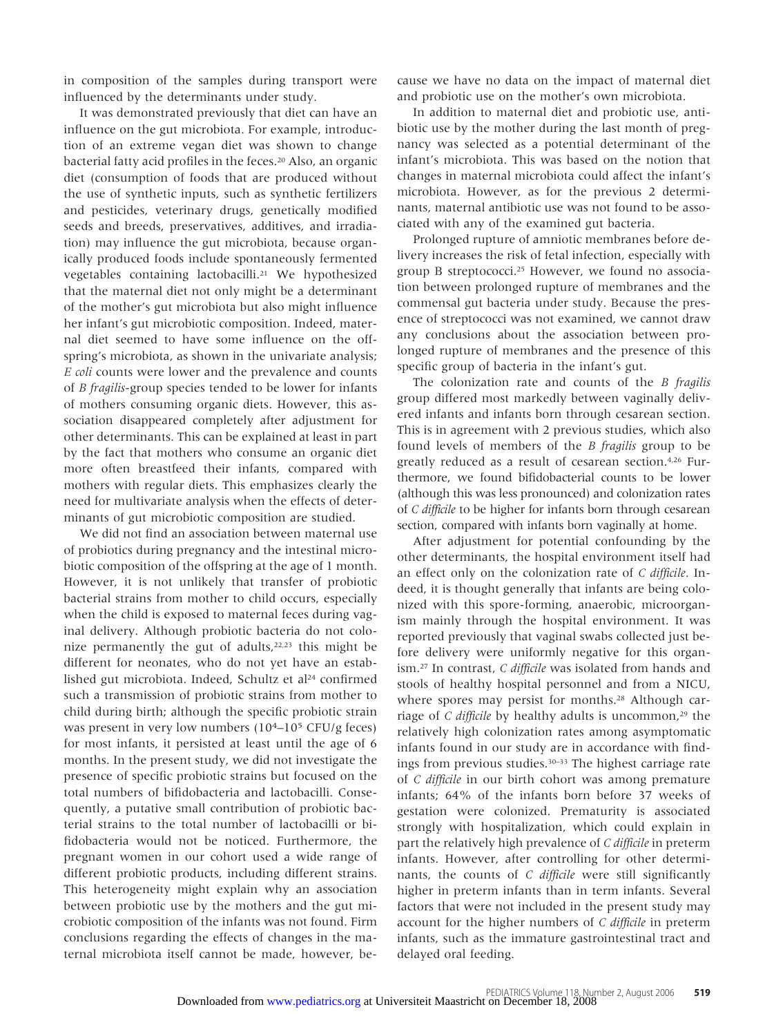in composition of the samples during transport were influenced by the determinants under study.

It was demonstrated previously that diet can have an influence on the gut microbiota. For example, introduction of an extreme vegan diet was shown to change bacterial fatty acid profiles in the feces.[20] Also, an organic diet (consumption of foods that are produced without the use of synthetic inputs, such as synthetic fertilizers and pesticides, veterinary drugs, genetically modified seeds and breeds, preservatives, additives, and irradiation) may influence the gut microbiota, because organically produced foods include spontaneously fermented vegetables containing lactobacilli.[21] We hypothesized that the maternal diet not only might be a determinant of the mother's gut microbiota but also might influence her infant's gut microbiotic composition. Indeed, maternal diet seemed to have some influence on the offspring's microbiota, as shown in the univariate analysis; *E coli* counts were lower and the prevalence and counts of *B fragilis*-group species tended to be lower for infants of mothers consuming organic diets. However, this association disappeared completely after adjustment for other determinants. This can be explained at least in part by the fact that mothers who consume an organic diet more often breastfeed their infants, compared with mothers with regular diets. This emphasizes clearly the need for multivariate analysis when the effects of determinants of gut microbiotic composition are studied.

We did not find an association between maternal use of probiotics during pregnancy and the intestinal microbiotic composition of the offspring at the age of 1 month. However, it is not unlikely that transfer of probiotic bacterial strains from mother to child occurs, especially when the child is exposed to maternal feces during vaginal delivery. Although probiotic bacteria do not colonize permanently the gut of adults,[22,23] this might be different for neonates, who do not yet have an established gut microbiota. Indeed, Schultz et al[24] confirmed such a transmission of probiotic strains from mother to child during birth; although the specific probiotic strain was present in very low numbers ($10^4$–$10^5$ CFU/g feces) for most infants, it persisted at least until the age of 6 months. In the present study, we did not investigate the presence of specific probiotic strains but focused on the total numbers of bifidobacteria and lactobacilli. Consequently, a putative small contribution of probiotic bacterial strains to the total number of lactobacilli or bifidobacteria would not be noticed. Furthermore, the pregnant women in our cohort used a wide range of different probiotic products, including different strains. This heterogeneity might explain why an association between probiotic use by the mothers and the gut microbiotic composition of the infants was not found. Firm conclusions regarding the effects of changes in the maternal microbiota itself cannot be made, however, because we have no data on the impact of maternal diet and probiotic use on the mother's own microbiota.

In addition to maternal diet and probiotic use, antibiotic use by the mother during the last month of pregnancy was selected as a potential determinant of the infant's microbiota. This was based on the notion that changes in maternal microbiota could affect the infant's microbiota. However, as for the previous 2 determinants, maternal antibiotic use was not found to be associated with any of the examined gut bacteria.

Prolonged rupture of amniotic membranes before delivery increases the risk of fetal infection, especially with group B streptococci.[25] However, we found no association between prolonged rupture of membranes and the commensal gut bacteria under study. Because the presence of streptococci was not examined, we cannot draw any conclusions about the association between prolonged rupture of membranes and the presence of this specific group of bacteria in the infant's gut.

The colonization rate and counts of the *B fragilis* group differed most markedly between vaginally delivered infants and infants born through cesarean section. This is in agreement with 2 previous studies, which also found levels of members of the *B fragilis* group to be greatly reduced as a result of cesarean section.[4,26] Furthermore, we found bifidobacterial counts to be lower (although this was less pronounced) and colonization rates of *C difficile* to be higher for infants born through cesarean section, compared with infants born vaginally at home.

After adjustment for potential confounding by the other determinants, the hospital environment itself had an effect only on the colonization rate of *C difficile*. Indeed, it is thought generally that infants are being colonized with this spore-forming, anaerobic, microorganism mainly through the hospital environment. It was reported previously that vaginal swabs collected just before delivery were uniformly negative for this organism.[27] In contrast, *C difficile* was isolated from hands and stools of healthy hospital personnel and from a NICU, where spores may persist for months.[28] Although carriage of *C difficile* by healthy adults is uncommon,[29] the relatively high colonization rates among asymptomatic infants found in our study are in accordance with findings from previous studies.[30–33] The highest carriage rate of *C difficile* in our birth cohort was among premature infants; 64% of the infants born before 37 weeks of gestation were colonized. Prematurity is associated strongly with hospitalization, which could explain in part the relatively high prevalence of *C difficile* in preterm infants. However, after controlling for other determinants, the counts of *C difficile* were still significantly higher in preterm infants than in term infants. Several factors that were not included in the present study may account for the higher numbers of *C difficile* in preterm infants, such as the immature gastrointestinal tract and delayed oral feeding.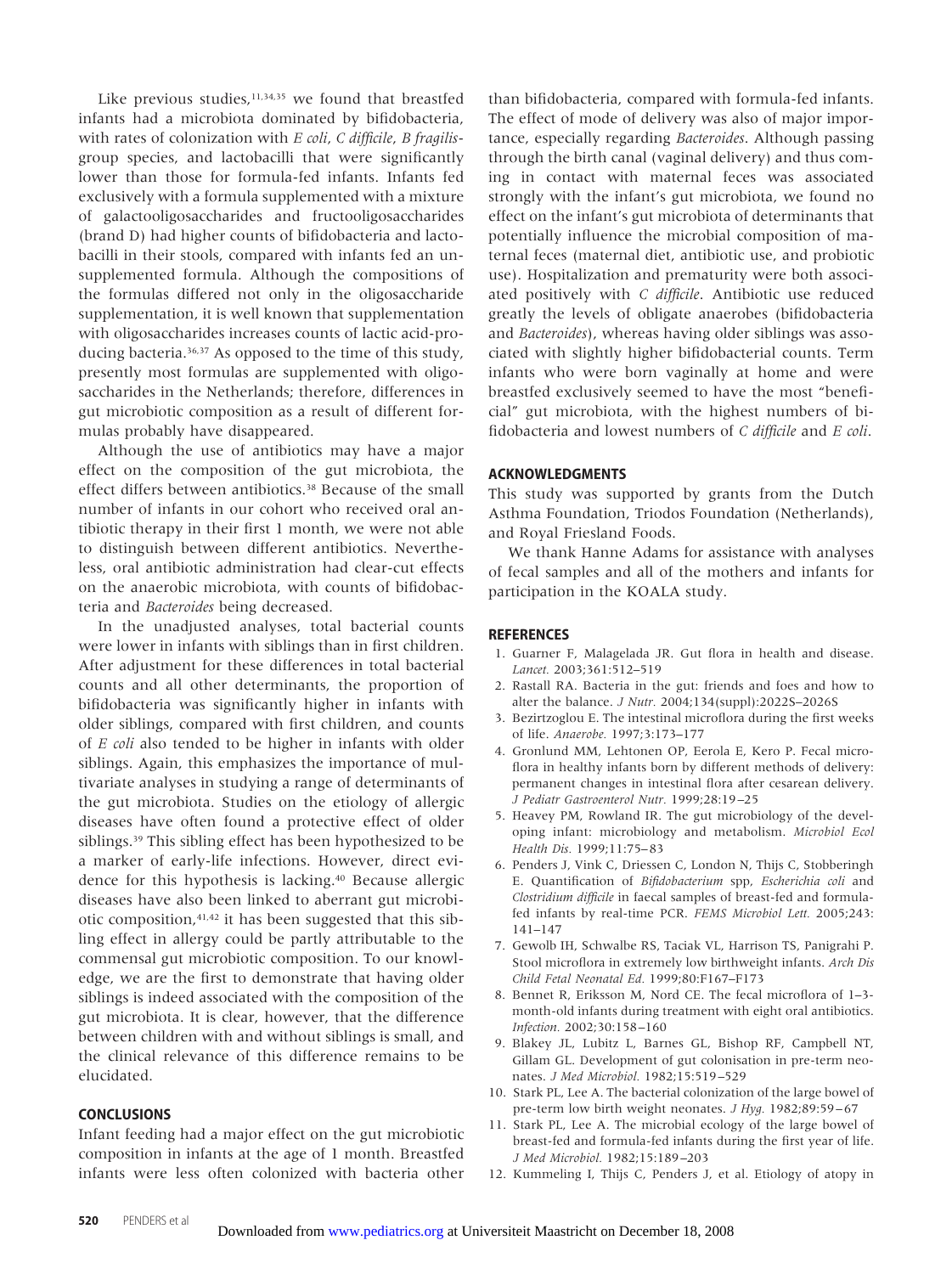Like previous studies,[11,34,35] we found that breastfed infants had a microbiota dominated by bifidobacteria, with rates of colonization with *E coli*, *C difficile*, *B fragilis*-group species, and lactobacilli that were significantly lower than those for formula-fed infants. Infants fed exclusively with a formula supplemented with a mixture of galactooligosaccharides and fructooligosaccharides (brand D) had higher counts of bifidobacteria and lactobacilli in their stools, compared with infants fed an unsupplemented formula. Although the compositions of the formulas differed not only in the oligosaccharide supplementation, it is well known that supplementation with oligosaccharides increases counts of lactic acid-producing bacteria.[36,37] As opposed to the time of this study, presently most formulas are supplemented with oligosaccharides in the Netherlands; therefore, differences in gut microbiotic composition as a result of different formulas probably have disappeared.

Although the use of antibiotics may have a major effect on the composition of the gut microbiota, the effect differs between antibiotics.[38] Because of the small number of infants in our cohort who received oral antibiotic therapy in their first 1 month, we were not able to distinguish between different antibiotics. Nevertheless, oral antibiotic administration had clear-cut effects on the anaerobic microbiota, with counts of bifidobacteria and *Bacteroides* being decreased.

In the unadjusted analyses, total bacterial counts were lower in infants with siblings than in first children. After adjustment for these differences in total bacterial counts and all other determinants, the proportion of bifidobacteria was significantly higher in infants with older siblings, compared with first children, and counts of *E coli* also tended to be higher in infants with older siblings. Again, this emphasizes the importance of multivariate analyses in studying a range of determinants of the gut microbiota. Studies on the etiology of allergic diseases have often found a protective effect of older siblings.[39] This sibling effect has been hypothesized to be a marker of early-life infections. However, direct evidence for this hypothesis is lacking.[40] Because allergic diseases have also been linked to aberrant gut microbiotic composition,[41,42] it has been suggested that this sibling effect in allergy could be partly attributable to the commensal gut microbiotic composition. To our knowledge, we are the first to demonstrate that having older siblings is indeed associated with the composition of the gut microbiota. It is clear, however, that the difference between children with and without siblings is small, and the clinical relevance of this difference remains to be elucidated.

## CONCLUSIONS

Infant feeding had a major effect on the gut microbiotic composition in infants at the age of 1 month. Breastfed infants were less often colonized with bacteria other than bifidobacteria, compared with formula-fed infants. The effect of mode of delivery was also of major importance, especially regarding *Bacteroides*. Although passing through the birth canal (vaginal delivery) and thus coming in contact with maternal feces was associated strongly with the infant's gut microbiota, we found no effect on the infant's gut microbiota of determinants that potentially influence the microbial composition of maternal feces (maternal diet, antibiotic use, and probiotic use). Hospitalization and prematurity were both associated positively with *C difficile*. Antibiotic use reduced greatly the levels of obligate anaerobes (bifidobacteria and *Bacteroides*), whereas having older siblings was associated with slightly higher bifidobacterial counts. Term infants who were born vaginally at home and were breastfed exclusively seemed to have the most "beneficial" gut microbiota, with the highest numbers of bifidobacteria and lowest numbers of *C difficile* and *E coli*.

## ACKNOWLEDGMENTS

This study was supported by grants from the Dutch Asthma Foundation, Triodos Foundation (Netherlands), and Royal Friesland Foods.

We thank Hanne Adams for assistance with analyses of fecal samples and all of the mothers and infants for participation in the KOALA study.

## REFERENCES

1. Guarner F, Malagelada JR. Gut flora in health and disease. *Lancet.* 2003;361:512–519
2. Rastall RA. Bacteria in the gut: friends and foes and how to alter the balance. *J Nutr.* 2004;134(suppl):2022S–2026S
3. Bezirtzoglou E. The intestinal microflora during the first weeks of life. *Anaerobe.* 1997;3:173–177
4. Gronlund MM, Lehtonen OP, Eerola E, Kero P. Fecal microflora in healthy infants born by different methods of delivery: permanent changes in intestinal flora after cesarean delivery. *J Pediatr Gastroenterol Nutr.* 1999;28:19–25
5. Heavey PM, Rowland IR. The gut microbiology of the developing infant: microbiology and metabolism. *Microbiol Ecol Health Dis.* 1999;11:75–83
6. Penders J, Vink C, Driessen C, London N, Thijs C, Stobberingh E. Quantification of *Bifidobacterium* spp, *Escherichia coli* and *Clostridium difficile* in faecal samples of breast-fed and formula-fed infants by real-time PCR. *FEMS Microbiol Lett.* 2005;243: 141–147
7. Gewolb IH, Schwalbe RS, Taciak VL, Harrison TS, Panigrahi P. Stool microflora in extremely low birthweight infants. *Arch Dis Child Fetal Neonatal Ed.* 1999;80:F167–F173
8. Bennet R, Eriksson M, Nord CE. The fecal microflora of 1–3-month-old infants during treatment with eight oral antibiotics. *Infection.* 2002;30:158–160
9. Blakey JL, Lubitz L, Barnes GL, Bishop RF, Campbell NT, Gillam GL. Development of gut colonisation in pre-term neonates. *J Med Microbiol.* 1982;15:519–529
10. Stark PL, Lee A. The bacterial colonization of the large bowel of pre-term low birth weight neonates. *J Hyg.* 1982;89:59–67
11. Stark PL, Lee A. The microbial ecology of the large bowel of breast-fed and formula-fed infants during the first year of life. *J Med Microbiol.* 1982;15:189–203
12. Kummeling I, Thijs C, Penders J, et al. Etiology of atopy in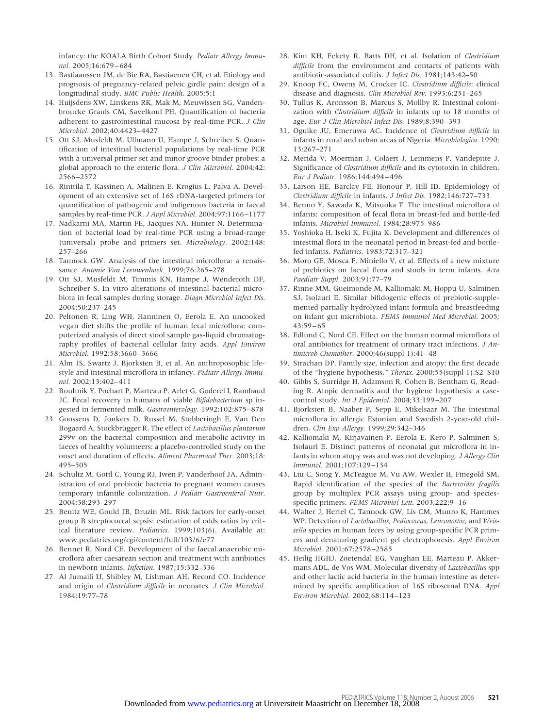infancy: the KOALA Birth Cohort Study. *Pediatr Allergy Immunol.* 2005;16:679–684

13. Bastiaanssen JM, de Bie RA, Bastiaenen CH, et al. Etiology and prognosis of pregnancy-related pelvic girdle pain: design of a longitudinal study. *BMC Public Health.* 2005;5:1
14. Huijsdens XW, Linskens RK, Mak M, Meuwissen SG, Vandenbroucke Grauls CM, Savelkoul PH. Quantification of bacteria adherent to gastrointestinal mucosa by real-time PCR. *J Clin Microbiol.* 2002;40:4423–4427
15. Ott SJ, Musfeldt M, Ullmann U, Hampe J, Schreiber S. Quantification of intestinal bacterial populations by real-time PCR with a universal primer set and minor groove binder probes: a global approach to the enteric flora. *J Clin Microbiol.* 2004;42:2566–2572
16. Rinttila T, Kassinen A, Malinen E, Krogius L, Palva A. Development of an extensive set of 16S rDNA-targeted primers for quantification of pathogenic and indigenous bacteria in faecal samples by real-time PCR. *J Appl Microbiol.* 2004;97:1166–1177
17. Nadkarni MA, Martin FE, Jacques NA, Hunter N. Determination of bacterial load by real-time PCR using a broad-range (universal) probe and primers set. *Microbiology.* 2002;148:257–266
18. Tannock GW. Analysis of the intestinal microflora: a renaissance. *Antonie Van Leeuwenhoek.* 1999;76:265–278
19. Ott SJ, Musfeldt M, Timmis KN, Hampe J, Wenderoth DF, Schreiber S. In vitro alterations of intestinal bacterial microbiota in fecal samples during storage. *Diagn Microbiol Infect Dis.* 2004;50:237–245
20. Peltonen R, Ling WH, Hanninen O, Eerola E. An uncooked vegan diet shifts the profile of human fecal microflora: computerized analysis of direct stool sample gas-liquid chromatography profiles of bacterial cellular fatty acids. *Appl Environ Microbiol.* 1992;58:3660–3666
21. Alm JS, Swartz J, Bjorksten B, et al. An anthroposophic lifestyle and intestinal microflora in infancy. *Pediatr Allergy Immunol.* 2002;13:402–411
22. Bouhnik Y, Pochart P, Marteau P, Arlet G, Goderel I, Rambaud JC. Fecal recovery in humans of viable *Bifidobacterium* sp ingested in fermented milk. *Gastroenterology.* 1992;102:875–878
23. Goossens D, Jonkers D, Russel M, Stobberingh E, Van Den Bogaard A, Stockbrügger R. The effect of *Lactobacillus plantarum* 299v on the bacterial composition and metabolic activity in faeces of healthy volunteers: a placebo-controlled study on the onset and duration of effects. *Aliment Pharmacol Ther.* 2003;18:495–505
24. Schultz M, Gottl C, Young RJ, Iwen P, Vanderhoof JA. Administration of oral probiotic bacteria to pregnant women causes temporary infantile colonization. *J Pediatr Gastroenterol Nutr.* 2004;38:293–297
25. Benitz WE, Gould JB, Druzin ML. Risk factors for early-onset group B streptococcal sepsis: estimation of odds ratios by critical literature review. *Pediatrics.* 1999;103(6). Available at: www.pediatrics.org/cgi/content/full/103/6/e77
26. Bennet R, Nord CE. Development of the faecal anaerobic microflora after caesarean section and treatment with antibiotics in newborn infants. *Infection.* 1987;15:332–336
27. Al Jumaili IJ, Shibley M, Lishman AH, Record CO. Incidence and origin of *Clostridium difficile* in neonates. *J Clin Microbiol.* 1984;19:77–78
28. Kim KH, Fekety R, Batts DH, et al. Isolation of *Clostridium difficile* from the environment and contacts of patients with antibiotic-associated colitis. *J Infect Dis.* 1981;143:42–50
29. Knoop FC, Owens M, Crocker IC. *Clostridium difficile*: clinical disease and diagnosis. *Clin Microbiol Rev.* 1993;6:251–265
30. Tullus K, Aronsson B, Marcus S, Mollby R. Intestinal colonization with *Clostridium difficile* in infants up to 18 months of age. *Eur J Clin Microbiol Infect Dis.* 1989;8:390–393
31. Oguike JU, Emeruwa AC. Incidence of *Clostridium difficile* in infants in rural and urban areas of Nigeria. *Microbiologica.* 1990;13:267–271
32. Merida V, Moerman J, Colaert J, Lemmens P, Vandepitte J. Significance of *Clostridium difficile* and its cytotoxin in children. *Eur J Pediatr.* 1986;144:494–496
33. Larson HE, Barclay FE, Honour P, Hill ID. Epidemiology of *Clostridium difficile* in infants. *J Infect Dis.* 1982;146:727–733
34. Benno Y, Sawada K, Mitsuoka T. The intestinal microflora of infants: composition of fecal flora in breast-fed and bottle-fed infants. *Microbiol Immunol.* 1984;28:975–986
35. Yoshioka H, Iseki K, Fujita K. Development and differences of intestinal flora in the neonatal period in breast-fed and bottle-fed infants. *Pediatrics.* 1983;72:317–321
36. Moro GE, Mosca F, Miniello V, et al. Effects of a new mixture of prebiotics on faecal flora and stools in term infants. *Acta Paediatr Suppl.* 2003;91:77–79
37. Rinne MM, Gueimonde M, Kalliomaki M, Hoppu U, Salminen SJ, Isolauri E. Similar bifidogenic effects of prebiotic-supplemented partially hydrolyzed infant formula and breastfeeding on infant gut microbiota. *FEMS Immunol Med Microbiol.* 2005;43:59–65
38. Edlund C, Nord CE. Effect on the human normal microflora of oral antibiotics for treatment of urinary tract infections. *J Antimicrob Chemother.* 2000;46(suppl 1):41–48
39. Strachan DP. Family size, infection and atopy: the first decade of the "hygiene hypothesis." *Thorax.* 2000;55(suppl 1):S2–S10
40. Gibbs S, Surridge H, Adamson R, Cohen B, Bentham G, Reading R. Atopic dermatitis and the hygiene hypothesis: a case-control study. *Int J Epidemiol.* 2004;33:199–207
41. Bjorksten B, Naaber P, Sepp E, Mikelsaar M. The intestinal microflora in allergic Estonian and Swedish 2-year-old children. *Clin Exp Allergy.* 1999;29:342–346
42. Kalliomaki M, Kirjavainen P, Eerola E, Kero P, Salminen S, Isolauri E. Distinct patterns of neonatal gut microflora in infants in whom atopy was and was not developing. *J Allergy Clin Immunol.* 2001;107:129–134
43. Liu C, Song Y, McTeague M, Vu AW, Wexler H, Finegold SM. Rapid identification of the species of the *Bacteroides fragilis* group by multiplex PCR assays using group- and species-specific primers. *FEMS Microbiol Lett.* 2003;222:9–16
44. Walter J, Hertel C, Tannock GW, Lis CM, Munro K, Hammes WP. Detection of *Lactobacillus*, *Pediococcus*, *Leuconostoc*, and *Weissella* species in human feces by using group-specific PCR primers and denaturing gradient gel electrophoresis. *Appl Environ Microbiol.* 2001;67:2578–2585
45. Heilig HGHJ, Zoetendal EG, Vaughan EE, Marteau P, Akkermans ADL, de Vos WM. Molecular diversity of *Lactobacillus* spp and other lactic acid bacteria in the human intestine as determined by specific amplification of 16S ribosomal DNA. *Appl Environ Microbiol.* 2002;68:114–123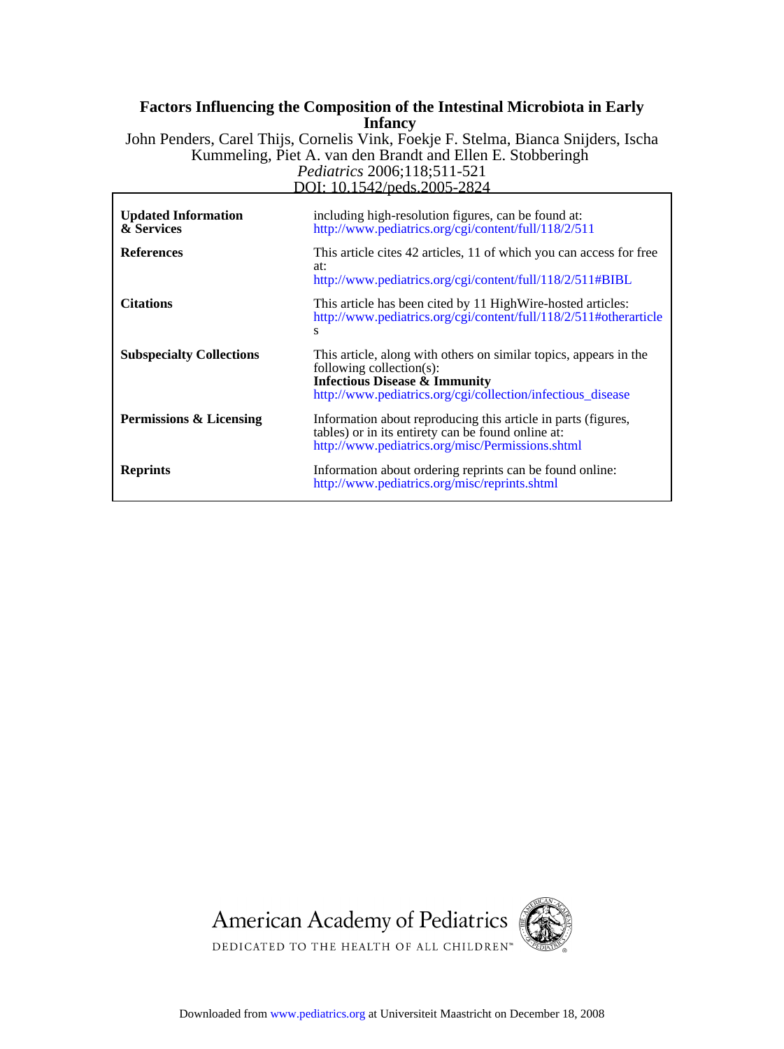**Factors Influencing the Composition of the Intestinal Microbiota in Early Infancy**

John Penders, Carel Thijs, Cornelis Vink, Foekje F. Stelma, Bianca Snijders, Ischa Kummeling, Piet A. van den Brandt and Ellen E. Stobberingh

*Pediatrics* 2006;118;511-521

DOI: 10.1542/peds.2005-2824

| | |
|---|---|
| **Updated Information & Services** | including high-resolution figures, can be found at: http://www.pediatrics.org/cgi/content/full/118/2/511 |
| **References** | This article cites 42 articles, 11 of which you can access for free at: http://www.pediatrics.org/cgi/content/full/118/2/511#BIBL |
| **Citations** | This article has been cited by 11 HighWire-hosted articles: http://www.pediatrics.org/cgi/content/full/118/2/511#otherarticles |
| **Subspecialty Collections** | This article, along with others on similar topics, appears in the following collection(s): **Infectious Disease & Immunity** http://www.pediatrics.org/cgi/collection/infectious_disease |
| **Permissions & Licensing** | Information about reproducing this article in parts (figures, tables) or in its entirety can be found online at: http://www.pediatrics.org/misc/Permissions.shtml |
| **Reprints** | Information about ordering reprints can be found online: http://www.pediatrics.org/misc/reprints.shtml |

American Academy of Pediatrics

DEDICATED TO THE HEALTH OF ALL CHILDREN™

Downloaded from www.pediatrics.org at Universiteit Maastricht on December 18, 2008